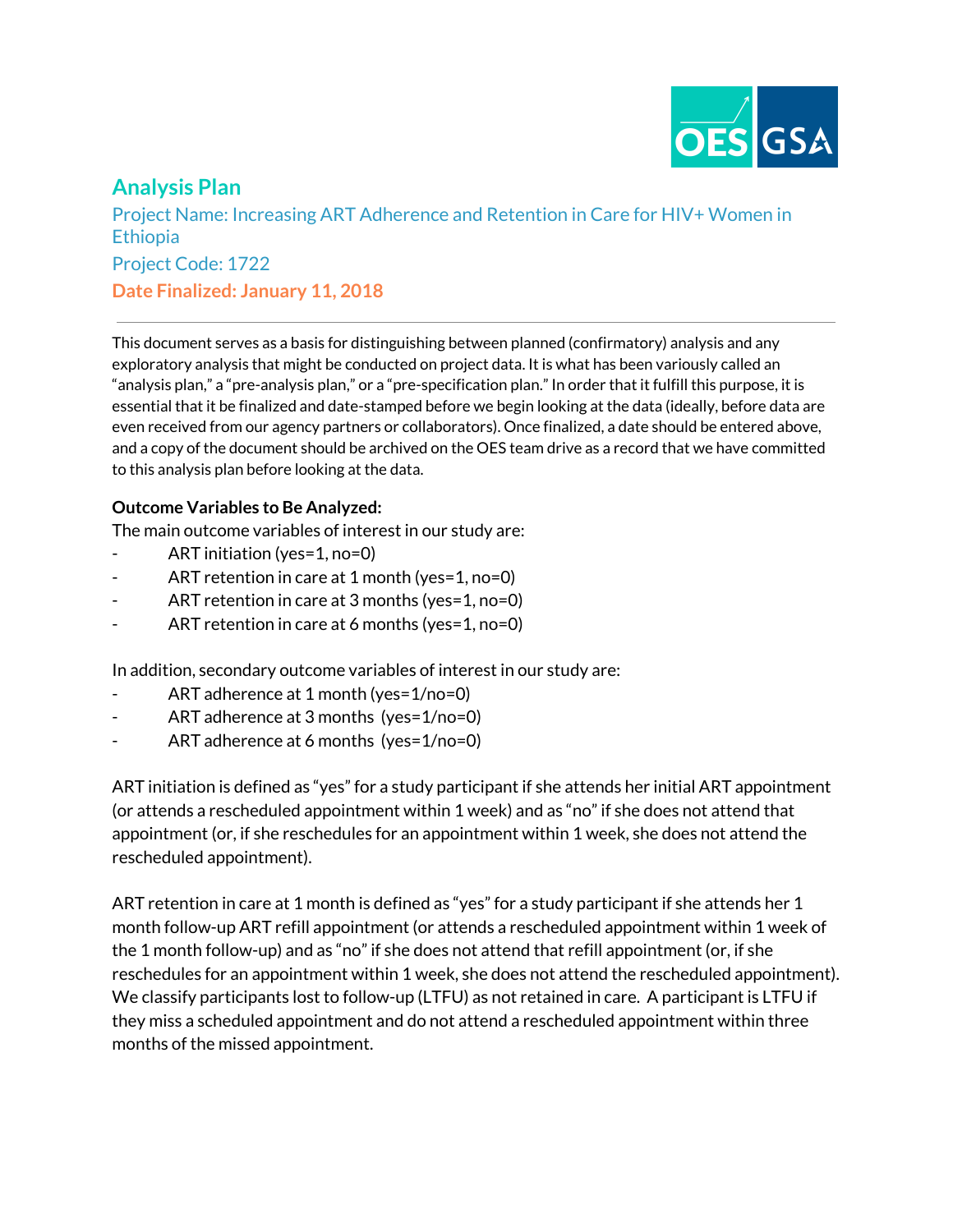# Analysis Plan

## Project Name: Increasing ART Adherence and Retention in Care for HIV+ Women in Ethiopia

## Project Code: 1722

## Date Finalized: January 11, 2018

---

This document serves as a basis for distinguishing between planned (confirmatory) analysis and any exploratory analysis that might be conducted on project data. It is what has been variously called an "analysis plan," a "pre-analysis plan," or a "pre-specification plan." In order that it fulfill this purpose, it is essential that it be finalized and date-stamped before we begin looking at the data (ideally, before data are even received from our agency partners or collaborators). Once finalized, a date should be entered above, and a copy of the document should be archived on the OES team drive as a record that we have committed to this analysis plan before looking at the data.

**Outcome Variables to Be Analyzed:**

The main outcome variables of interest in our study are:

- ART initiation (yes=1, no=0)
- ART retention in care at 1 month (yes=1, no=0)
- ART retention in care at 3 months (yes=1, no=0)
- ART retention in care at 6 months (yes=1, no=0)

In addition, secondary outcome variables of interest in our study are:

- ART adherence at 1 month (yes=1/no=0)
- ART adherence at 3 months (yes=1/no=0)
- ART adherence at 6 months (yes=1/no=0)

ART initiation is defined as "yes" for a study participant if she attends her initial ART appointment (or attends a rescheduled appointment within 1 week) and as "no" if she does not attend that appointment (or, if she reschedules for an appointment within 1 week, she does not attend the rescheduled appointment).

ART retention in care at 1 month is defined as "yes" for a study participant if she attends her 1 month follow-up ART refill appointment (or attends a rescheduled appointment within 1 week of the 1 month follow-up) and as "no" if she does not attend that refill appointment (or, if she reschedules for an appointment within 1 week, she does not attend the rescheduled appointment). We classify participants lost to follow-up (LTFU) as not retained in care. A participant is LTFU if they miss a scheduled appointment and do not attend a rescheduled appointment within three months of the missed appointment.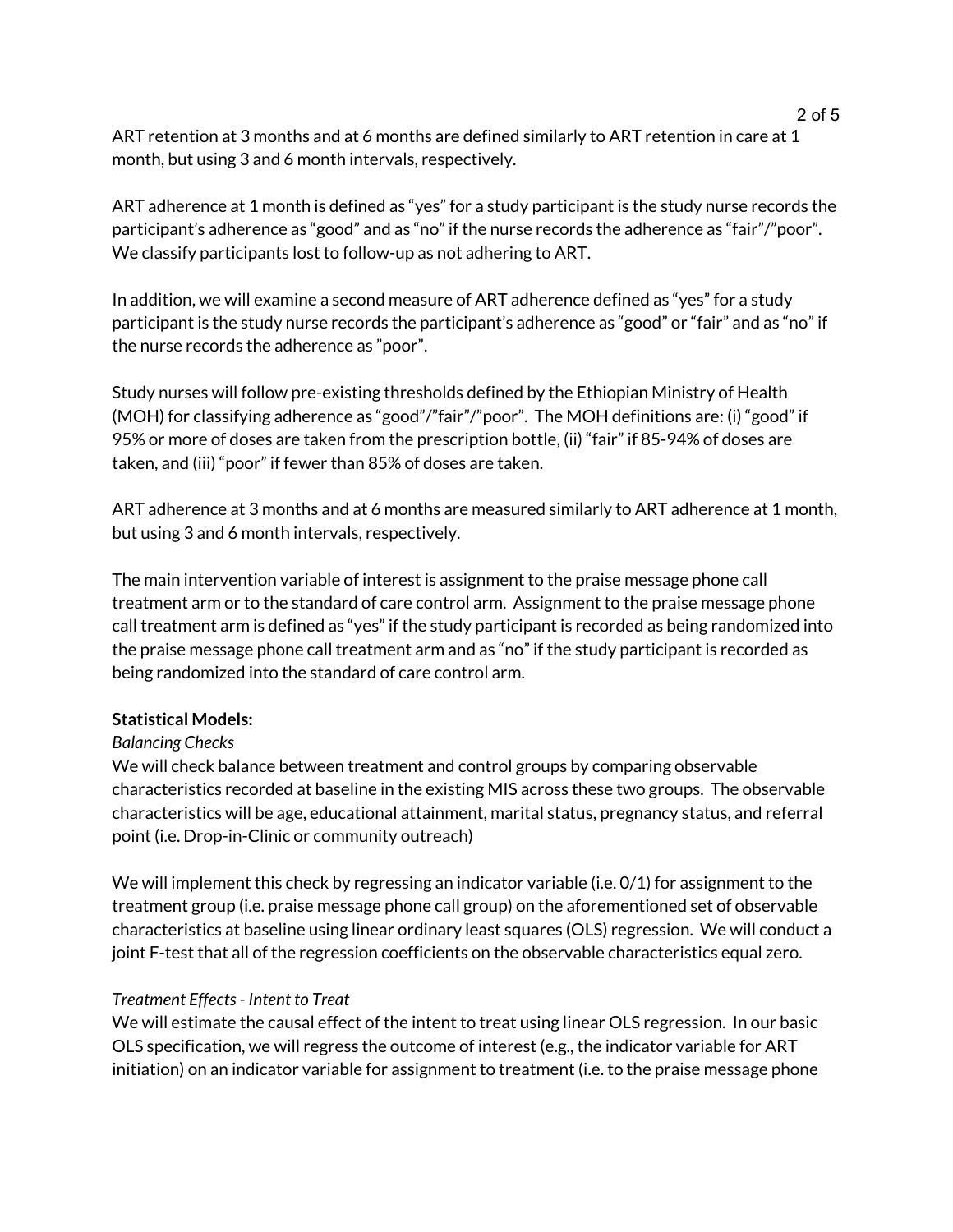ART retention at 3 months and at 6 months are defined similarly to ART retention in care at 1 month, but using 3 and 6 month intervals, respectively.

ART adherence at 1 month is defined as "yes" for a study participant is the study nurse records the participant's adherence as "good" and as "no" if the nurse records the adherence as "fair"/"poor". We classify participants lost to follow-up as not adhering to ART.

In addition, we will examine a second measure of ART adherence defined as "yes" for a study participant is the study nurse records the participant's adherence as "good" or "fair" and as "no" if the nurse records the adherence as "poor".

Study nurses will follow pre-existing thresholds defined by the Ethiopian Ministry of Health (MOH) for classifying adherence as "good"/"fair"/"poor". The MOH definitions are: (i) "good" if 95% or more of doses are taken from the prescription bottle, (ii) "fair" if 85-94% of doses are taken, and (iii) "poor" if fewer than 85% of doses are taken.

ART adherence at 3 months and at 6 months are measured similarly to ART adherence at 1 month, but using 3 and 6 month intervals, respectively.

The main intervention variable of interest is assignment to the praise message phone call treatment arm or to the standard of care control arm. Assignment to the praise message phone call treatment arm is defined as "yes" if the study participant is recorded as being randomized into the praise message phone call treatment arm and as "no" if the study participant is recorded as being randomized into the standard of care control arm.

**Statistical Models:**

*Balancing Checks*

We will check balance between treatment and control groups by comparing observable characteristics recorded at baseline in the existing MIS across these two groups. The observable characteristics will be age, educational attainment, marital status, pregnancy status, and referral point (i.e. Drop-in-Clinic or community outreach)

We will implement this check by regressing an indicator variable (i.e. 0/1) for assignment to the treatment group (i.e. praise message phone call group) on the aforementioned set of observable characteristics at baseline using linear ordinary least squares (OLS) regression. We will conduct a joint F-test that all of the regression coefficients on the observable characteristics equal zero.

*Treatment Effects - Intent to Treat*

We will estimate the causal effect of the intent to treat using linear OLS regression. In our basic OLS specification, we will regress the outcome of interest (e.g., the indicator variable for ART initiation) on an indicator variable for assignment to treatment (i.e. to the praise message phone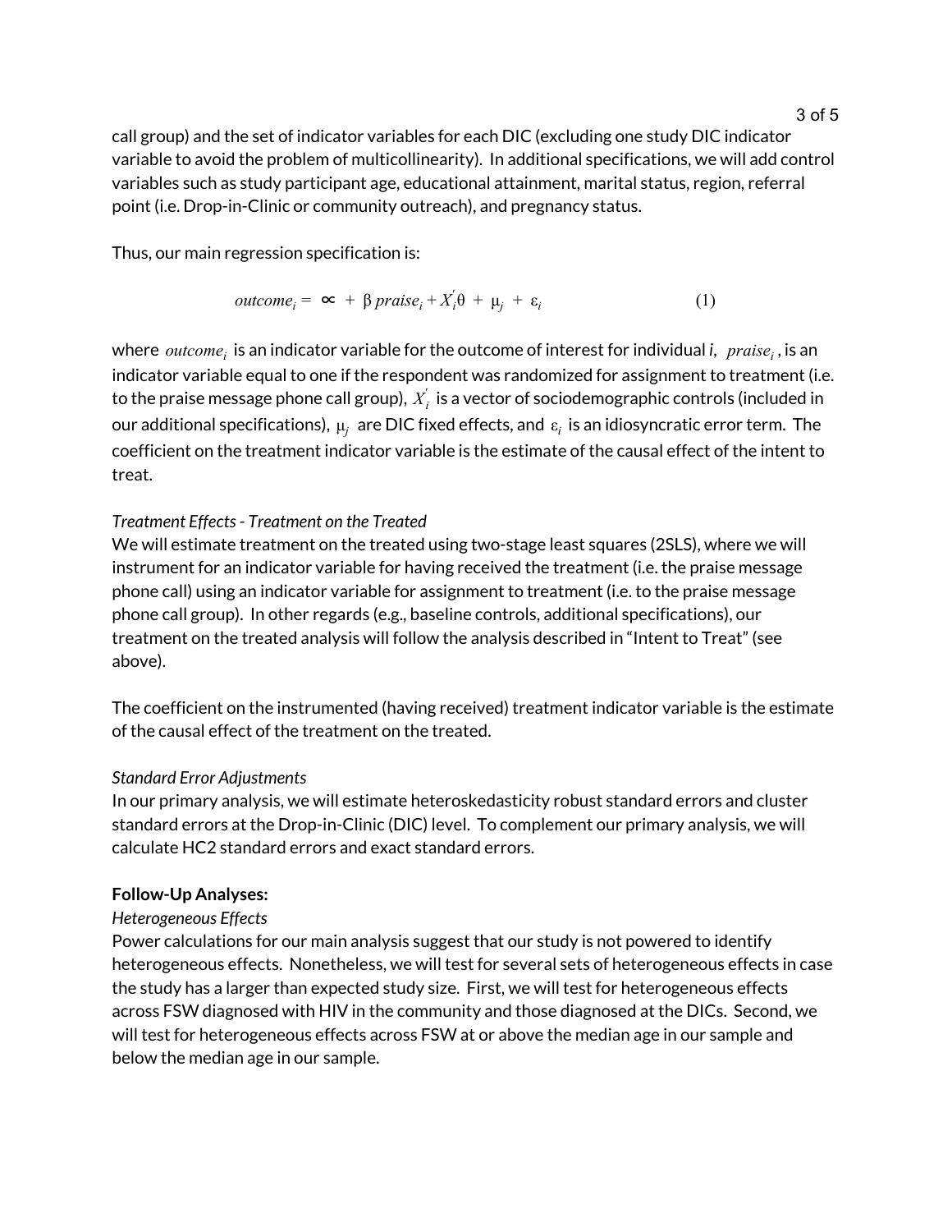call group) and the set of indicator variables for each DIC (excluding one study DIC indicator variable to avoid the problem of multicollinearity). In additional specifications, we will add control variables such as study participant age, educational attainment, marital status, region, referral point (i.e. Drop-in-Clinic or community outreach), and pregnancy status.

Thus, our main regression specification is:

$$outcome_i = \propto + \beta\, praise_i + X_i'\theta + \mu_j + \varepsilon_i \qquad (1)$$

where $outcome_i$ is an indicator variable for the outcome of interest for individual *i*, $praise_i$, is an indicator variable equal to one if the respondent was randomized for assignment to treatment (i.e. to the praise message phone call group), $X_i'$ is a vector of sociodemographic controls (included in our additional specifications), $\mu_j$ are DIC fixed effects, and $\varepsilon_i$ is an idiosyncratic error term. The coefficient on the treatment indicator variable is the estimate of the causal effect of the intent to treat.

*Treatment Effects - Treatment on the Treated*

We will estimate treatment on the treated using two-stage least squares (2SLS), where we will instrument for an indicator variable for having received the treatment (i.e. the praise message phone call) using an indicator variable for assignment to treatment (i.e. to the praise message phone call group). In other regards (e.g., baseline controls, additional specifications), our treatment on the treated analysis will follow the analysis described in "Intent to Treat" (see above).

The coefficient on the instrumented (having received) treatment indicator variable is the estimate of the causal effect of the treatment on the treated.

*Standard Error Adjustments*

In our primary analysis, we will estimate heteroskedasticity robust standard errors and cluster standard errors at the Drop-in-Clinic (DIC) level. To complement our primary analysis, we will calculate HC2 standard errors and exact standard errors.

**Follow-Up Analyses:**

*Heterogeneous Effects*

Power calculations for our main analysis suggest that our study is not powered to identify heterogeneous effects. Nonetheless, we will test for several sets of heterogeneous effects in case the study has a larger than expected study size. First, we will test for heterogeneous effects across FSW diagnosed with HIV in the community and those diagnosed at the DICs. Second, we will test for heterogeneous effects across FSW at or above the median age in our sample and below the median age in our sample.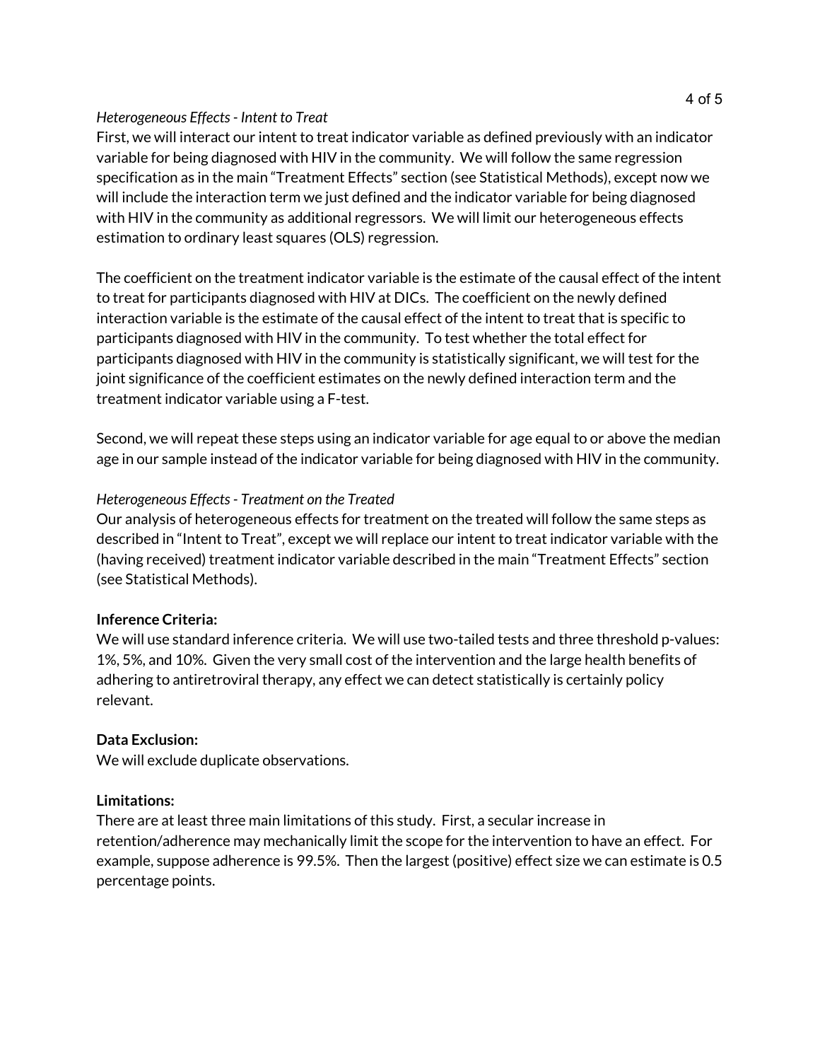*Heterogeneous Effects - Intent to Treat*

First, we will interact our intent to treat indicator variable as defined previously with an indicator variable for being diagnosed with HIV in the community. We will follow the same regression specification as in the main "Treatment Effects" section (see Statistical Methods), except now we will include the interaction term we just defined and the indicator variable for being diagnosed with HIV in the community as additional regressors. We will limit our heterogeneous effects estimation to ordinary least squares (OLS) regression.

The coefficient on the treatment indicator variable is the estimate of the causal effect of the intent to treat for participants diagnosed with HIV at DICs. The coefficient on the newly defined interaction variable is the estimate of the causal effect of the intent to treat that is specific to participants diagnosed with HIV in the community. To test whether the total effect for participants diagnosed with HIV in the community is statistically significant, we will test for the joint significance of the coefficient estimates on the newly defined interaction term and the treatment indicator variable using a F-test.

Second, we will repeat these steps using an indicator variable for age equal to or above the median age in our sample instead of the indicator variable for being diagnosed with HIV in the community.

*Heterogeneous Effects - Treatment on the Treated*

Our analysis of heterogeneous effects for treatment on the treated will follow the same steps as described in "Intent to Treat", except we will replace our intent to treat indicator variable with the (having received) treatment indicator variable described in the main "Treatment Effects" section (see Statistical Methods).

**Inference Criteria:**

We will use standard inference criteria. We will use two-tailed tests and three threshold p-values: 1%, 5%, and 10%. Given the very small cost of the intervention and the large health benefits of adhering to antiretroviral therapy, any effect we can detect statistically is certainly policy relevant.

**Data Exclusion:**

We will exclude duplicate observations.

**Limitations:**

There are at least three main limitations of this study. First, a secular increase in retention/adherence may mechanically limit the scope for the intervention to have an effect. For example, suppose adherence is 99.5%. Then the largest (positive) effect size we can estimate is 0.5 percentage points.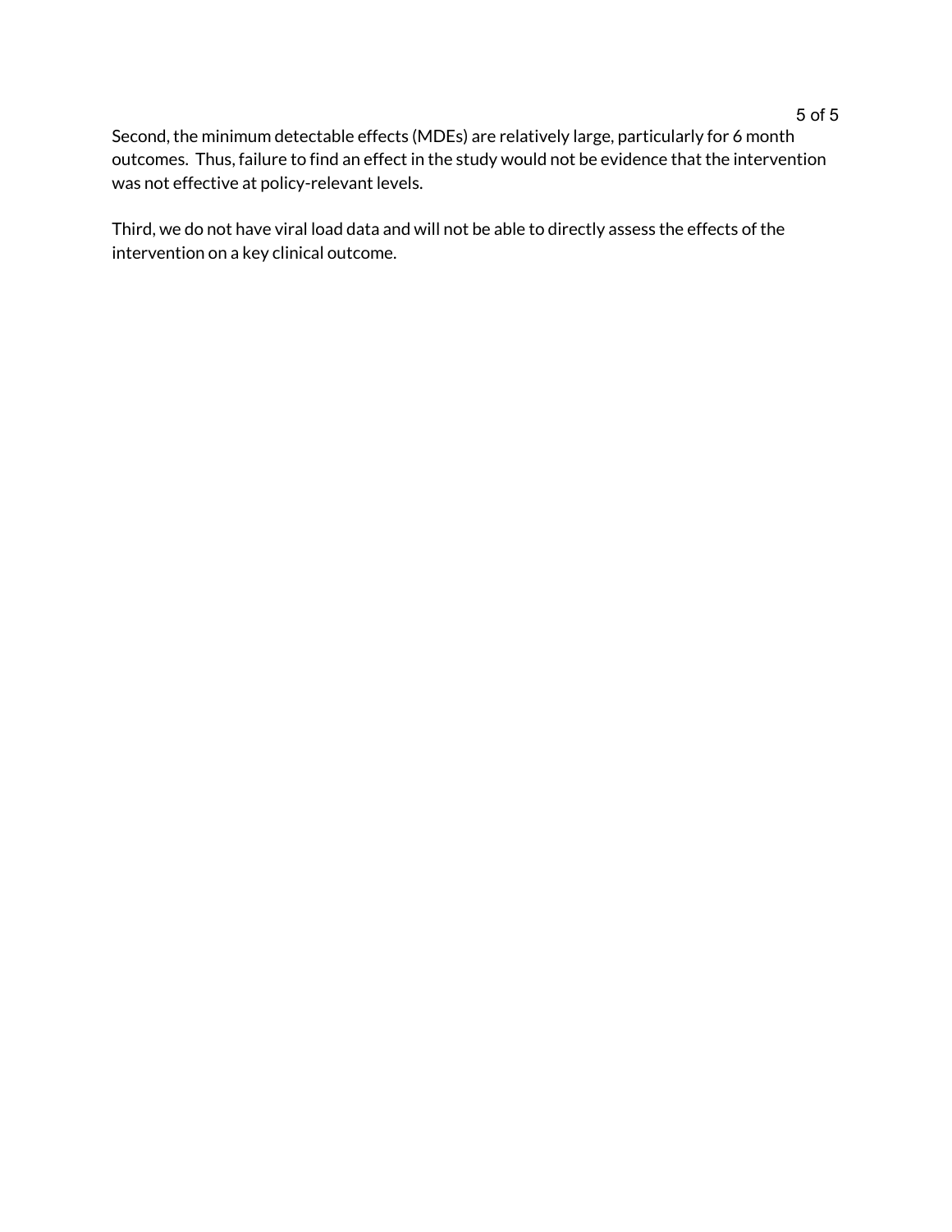Second, the minimum detectable effects (MDEs) are relatively large, particularly for 6 month outcomes. Thus, failure to find an effect in the study would not be evidence that the intervention was not effective at policy-relevant levels.

Third, we do not have viral load data and will not be able to directly assess the effects of the intervention on a key clinical outcome.